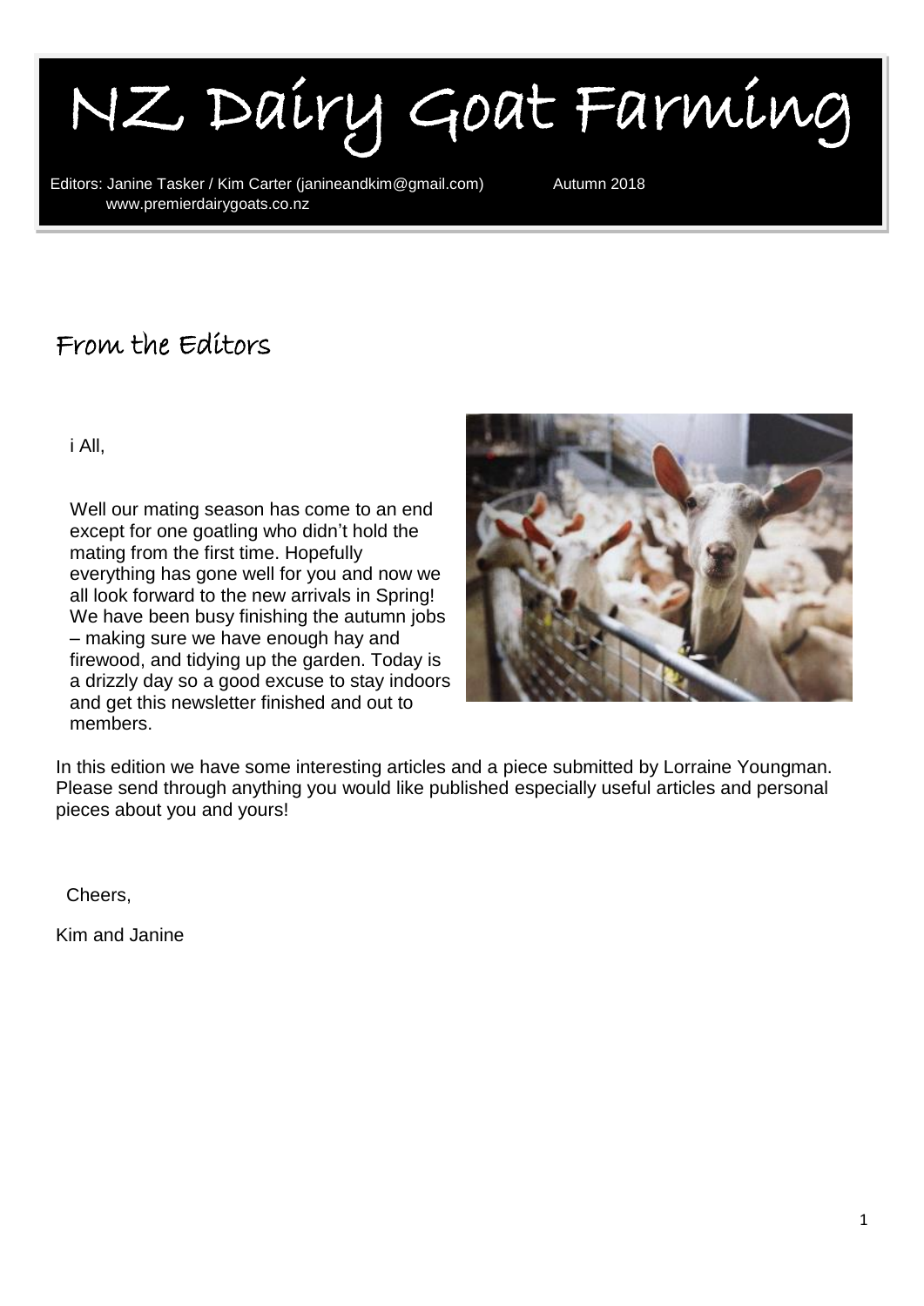# NZ Dairy Goat Farming

Editors: Janine Tasker / Kim Carter (janineandkim@gmail.com) Autumn 2018
www.premierdairygoats.co.nz

## From the Editors

i All,

Well our mating season has come to an end except for one goatling who didn't hold the mating from the first time. Hopefully everything has gone well for you and now we all look forward to the new arrivals in Spring! We have been busy finishing the autumn jobs – making sure we have enough hay and firewood, and tidying up the garden. Today is a drizzly day so a good excuse to stay indoors and get this newsletter finished and out to members.

In this edition we have some interesting articles and a piece submitted by Lorraine Youngman. Please send through anything you would like published especially useful articles and personal pieces about you and yours!

Cheers,

Kim and Janine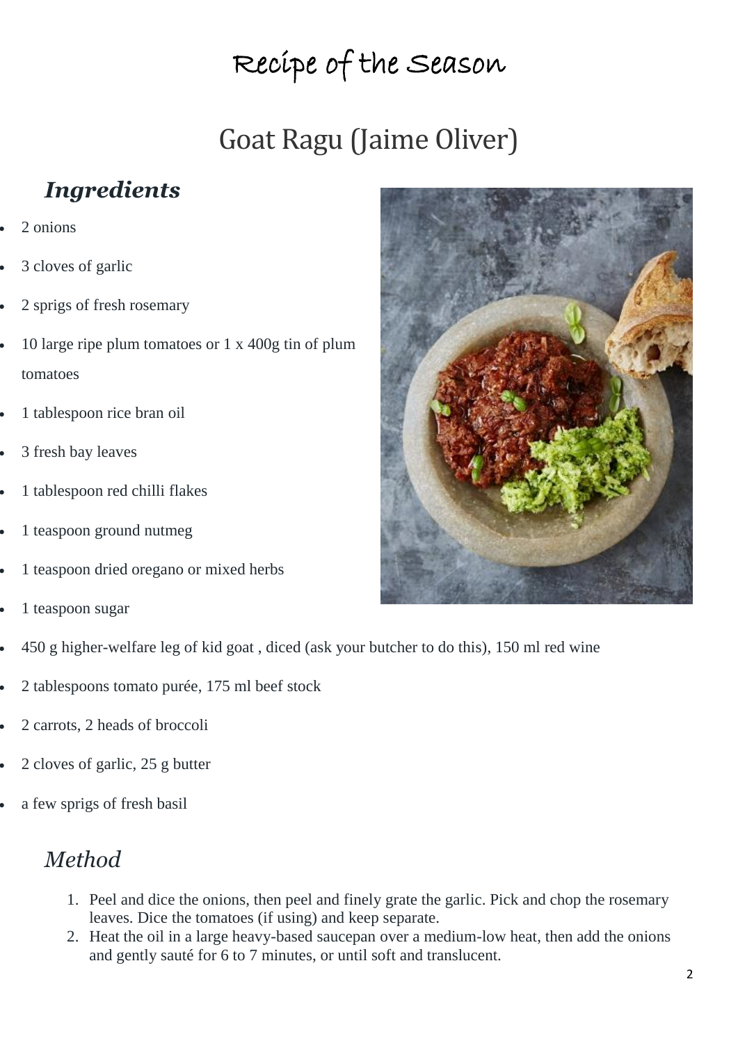# Recipe of the Season

## Goat Ragu (Jaime Oliver)

### *Ingredients*

- 2 onions
- 3 cloves of garlic
- 2 sprigs of fresh rosemary
- 10 large ripe plum tomatoes or 1 x 400g tin of plum tomatoes
- 1 tablespoon rice bran oil
- 3 fresh bay leaves
- 1 tablespoon red chilli flakes
- 1 teaspoon ground nutmeg
- 1 teaspoon dried oregano or mixed herbs
- 1 teaspoon sugar
- 450 g higher-welfare leg of kid goat , diced (ask your butcher to do this), 150 ml red wine
- 2 tablespoons tomato purée, 175 ml beef stock
- 2 carrots, 2 heads of broccoli
- 2 cloves of garlic, 25 g butter
- a few sprigs of fresh basil

### *Method*

1. Peel and dice the onions, then peel and finely grate the garlic. Pick and chop the rosemary leaves. Dice the tomatoes (if using) and keep separate.
2. Heat the oil in a large heavy-based saucepan over a medium-low heat, then add the onions and gently sauté for 6 to 7 minutes, or until soft and translucent.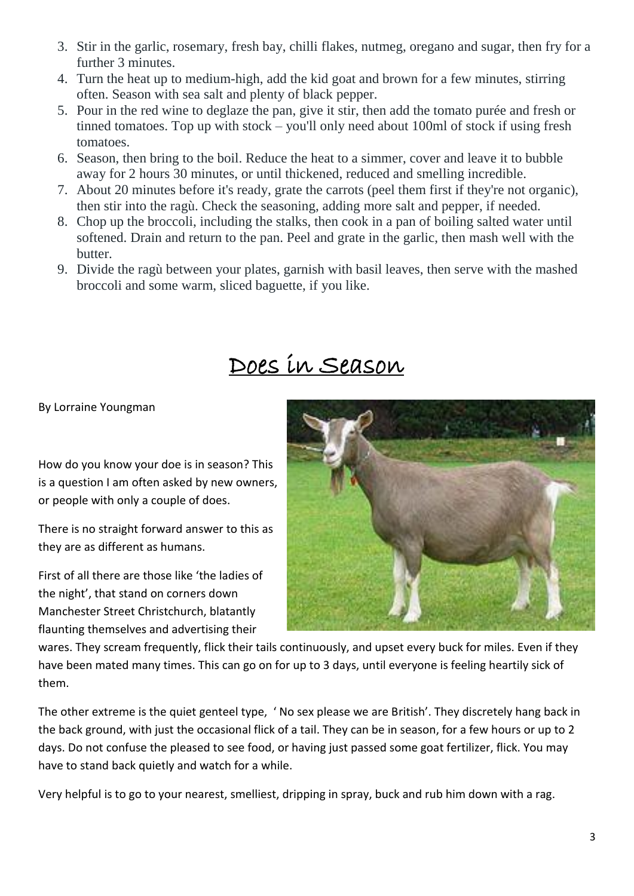3. Stir in the garlic, rosemary, fresh bay, chilli flakes, nutmeg, oregano and sugar, then fry for a further 3 minutes.
4. Turn the heat up to medium-high, add the kid goat and brown for a few minutes, stirring often. Season with sea salt and plenty of black pepper.
5. Pour in the red wine to deglaze the pan, give it stir, then add the tomato purée and fresh or tinned tomatoes. Top up with stock – you'll only need about 100ml of stock if using fresh tomatoes.
6. Season, then bring to the boil. Reduce the heat to a simmer, cover and leave it to bubble away for 2 hours 30 minutes, or until thickened, reduced and smelling incredible.
7. About 20 minutes before it's ready, grate the carrots (peel them first if they're not organic), then stir into the ragù. Check the seasoning, adding more salt and pepper, if needed.
8. Chop up the broccoli, including the stalks, then cook in a pan of boiling salted water until softened. Drain and return to the pan. Peel and grate in the garlic, then mash well with the butter.
9. Divide the ragù between your plates, garnish with basil leaves, then serve with the mashed broccoli and some warm, sliced baguette, if you like.

# Does in Season

By Lorraine Youngman

How do you know your doe is in season? This is a question I am often asked by new owners, or people with only a couple of does.

There is no straight forward answer to this as they are as different as humans.

First of all there are those like 'the ladies of the night', that stand on corners down Manchester Street Christchurch, blatantly flaunting themselves and advertising their wares. They scream frequently, flick their tails continuously, and upset every buck for miles. Even if they have been mated many times. This can go on for up to 3 days, until everyone is feeling heartily sick of them.

The other extreme is the quiet genteel type, ' No sex please we are British'. They discretely hang back in the back ground, with just the occasional flick of a tail. They can be in season, for a few hours or up to 2 days. Do not confuse the pleased to see food, or having just passed some goat fertilizer, flick. You may have to stand back quietly and watch for a while.

Very helpful is to go to your nearest, smelliest, dripping in spray, buck and rub him down with a rag.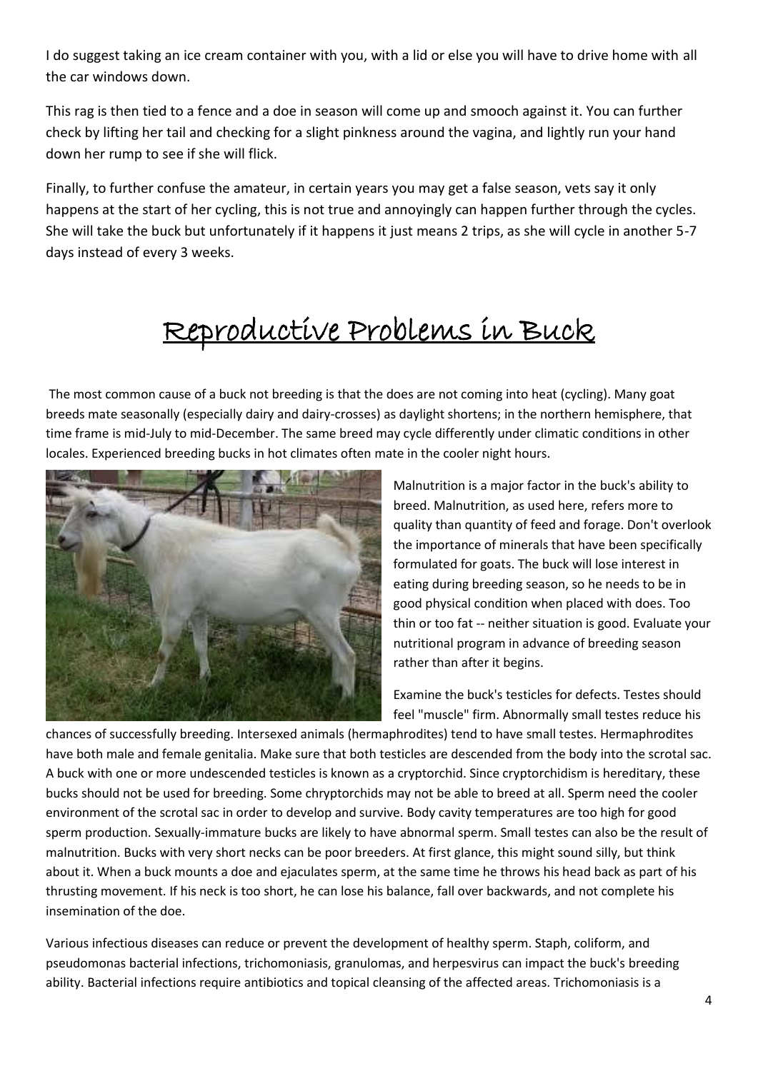I do suggest taking an ice cream container with you, with a lid or else you will have to drive home with all the car windows down.

This rag is then tied to a fence and a doe in season will come up and smooch against it. You can further check by lifting her tail and checking for a slight pinkness around the vagina, and lightly run your hand down her rump to see if she will flick.

Finally, to further confuse the amateur, in certain years you may get a false season, vets say it only happens at the start of her cycling, this is not true and annoyingly can happen further through the cycles. She will take the buck but unfortunately if it happens it just means 2 trips, as she will cycle in another 5-7 days instead of every 3 weeks.

# Reproductive Problems in Buck

The most common cause of a buck not breeding is that the does are not coming into heat (cycling). Many goat breeds mate seasonally (especially dairy and dairy-crosses) as daylight shortens; in the northern hemisphere, that time frame is mid-July to mid-December. The same breed may cycle differently under climatic conditions in other locales. Experienced breeding bucks in hot climates often mate in the cooler night hours.

Malnutrition is a major factor in the buck's ability to breed. Malnutrition, as used here, refers more to quality than quantity of feed and forage. Don't overlook the importance of minerals that have been specifically formulated for goats. The buck will lose interest in eating during breeding season, so he needs to be in good physical condition when placed with does. Too thin or too fat -- neither situation is good. Evaluate your nutritional program in advance of breeding season rather than after it begins.

Examine the buck's testicles for defects. Testes should feel "muscle" firm. Abnormally small testes reduce his chances of successfully breeding. Intersexed animals (hermaphrodites) tend to have small testes. Hermaphrodites have both male and female genitalia. Make sure that both testicles are descended from the body into the scrotal sac. A buck with one or more undescended testicles is known as a cryptorchid. Since cryptorchidism is hereditary, these bucks should not be used for breeding. Some chryptorchids may not be able to breed at all. Sperm need the cooler environment of the scrotal sac in order to develop and survive. Body cavity temperatures are too high for good sperm production. Sexually-immature bucks are likely to have abnormal sperm. Small testes can also be the result of malnutrition. Bucks with very short necks can be poor breeders. At first glance, this might sound silly, but think about it. When a buck mounts a doe and ejaculates sperm, at the same time he throws his head back as part of his thrusting movement. If his neck is too short, he can lose his balance, fall over backwards, and not complete his insemination of the doe.

Various infectious diseases can reduce or prevent the development of healthy sperm. Staph, coliform, and pseudomonas bacterial infections, trichomoniasis, granulomas, and herpesvirus can impact the buck's breeding ability. Bacterial infections require antibiotics and topical cleansing of the affected areas. Trichomoniasis is a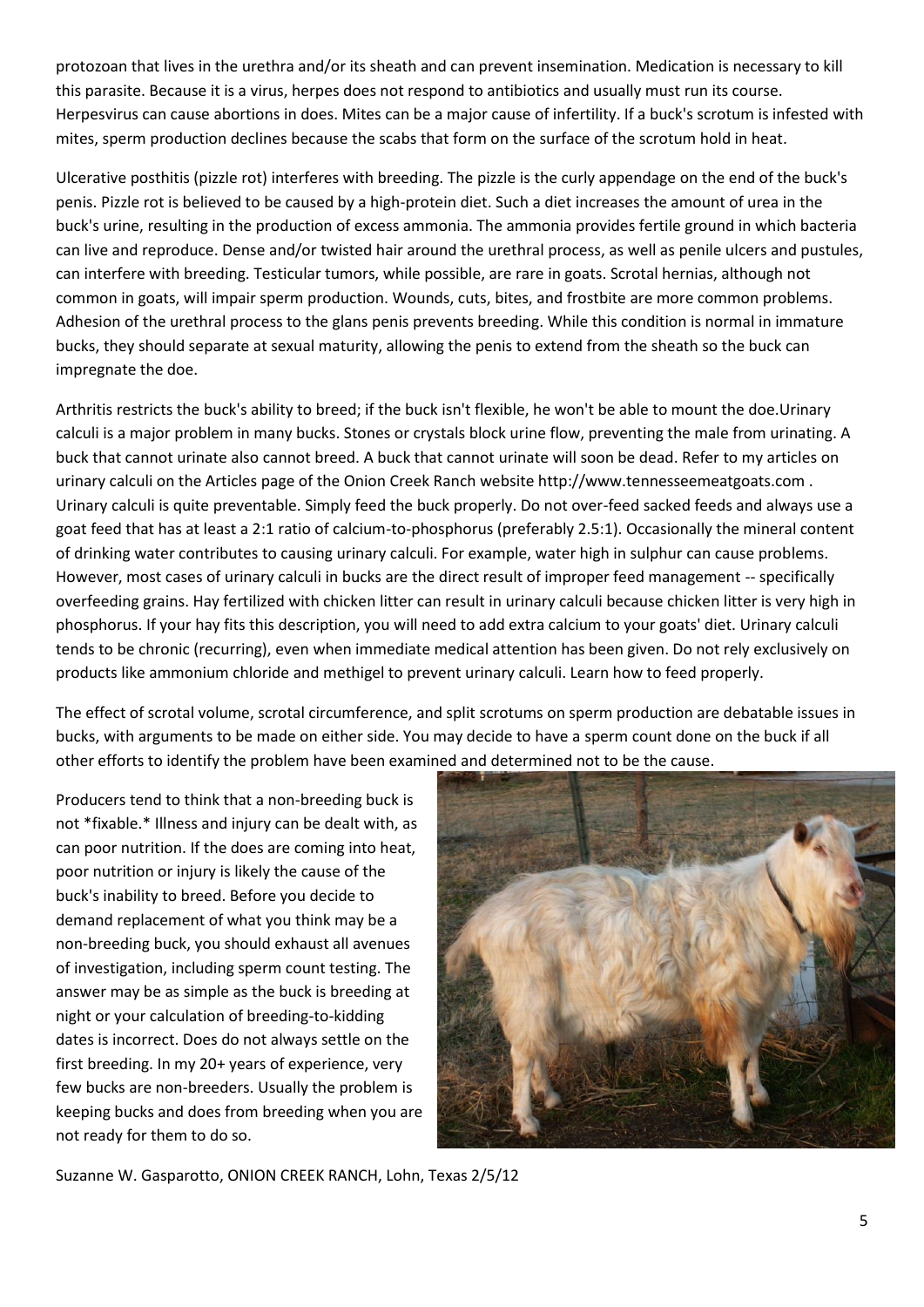protozoan that lives in the urethra and/or its sheath and can prevent insemination. Medication is necessary to kill this parasite. Because it is a virus, herpes does not respond to antibiotics and usually must run its course. Herpesvirus can cause abortions in does. Mites can be a major cause of infertility. If a buck's scrotum is infested with mites, sperm production declines because the scabs that form on the surface of the scrotum hold in heat.

Ulcerative posthitis (pizzle rot) interferes with breeding. The pizzle is the curly appendage on the end of the buck's penis. Pizzle rot is believed to be caused by a high-protein diet. Such a diet increases the amount of urea in the buck's urine, resulting in the production of excess ammonia. The ammonia provides fertile ground in which bacteria can live and reproduce. Dense and/or twisted hair around the urethral process, as well as penile ulcers and pustules, can interfere with breeding. Testicular tumors, while possible, are rare in goats. Scrotal hernias, although not common in goats, will impair sperm production. Wounds, cuts, bites, and frostbite are more common problems. Adhesion of the urethral process to the glans penis prevents breeding. While this condition is normal in immature bucks, they should separate at sexual maturity, allowing the penis to extend from the sheath so the buck can impregnate the doe.

Arthritis restricts the buck's ability to breed; if the buck isn't flexible, he won't be able to mount the doe.Urinary calculi is a major problem in many bucks. Stones or crystals block urine flow, preventing the male from urinating. A buck that cannot urinate also cannot breed. A buck that cannot urinate will soon be dead. Refer to my articles on urinary calculi on the Articles page of the Onion Creek Ranch website http://www.tennesseemeatgoats.com . Urinary calculi is quite preventable. Simply feed the buck properly. Do not over-feed sacked feeds and always use a goat feed that has at least a 2:1 ratio of calcium-to-phosphorus (preferably 2.5:1). Occasionally the mineral content of drinking water contributes to causing urinary calculi. For example, water high in sulphur can cause problems. However, most cases of urinary calculi in bucks are the direct result of improper feed management -- specifically overfeeding grains. Hay fertilized with chicken litter can result in urinary calculi because chicken litter is very high in phosphorus. If your hay fits this description, you will need to add extra calcium to your goats' diet. Urinary calculi tends to be chronic (recurring), even when immediate medical attention has been given. Do not rely exclusively on products like ammonium chloride and methigel to prevent urinary calculi. Learn how to feed properly.

The effect of scrotal volume, scrotal circumference, and split scrotums on sperm production are debatable issues in bucks, with arguments to be made on either side. You may decide to have a sperm count done on the buck if all other efforts to identify the problem have been examined and determined not to be the cause.

Producers tend to think that a non-breeding buck is not *fixable.* Illness and injury can be dealt with, as can poor nutrition. If the does are coming into heat, poor nutrition or injury is likely the cause of the buck's inability to breed. Before you decide to demand replacement of what you think may be a non-breeding buck, you should exhaust all avenues of investigation, including sperm count testing. The answer may be as simple as the buck is breeding at night or your calculation of breeding-to-kidding dates is incorrect. Does do not always settle on the first breeding. In my 20+ years of experience, very few bucks are non-breeders. Usually the problem is keeping bucks and does from breeding when you are not ready for them to do so.

Suzanne W. Gasparotto, ONION CREEK RANCH, Lohn, Texas 2/5/12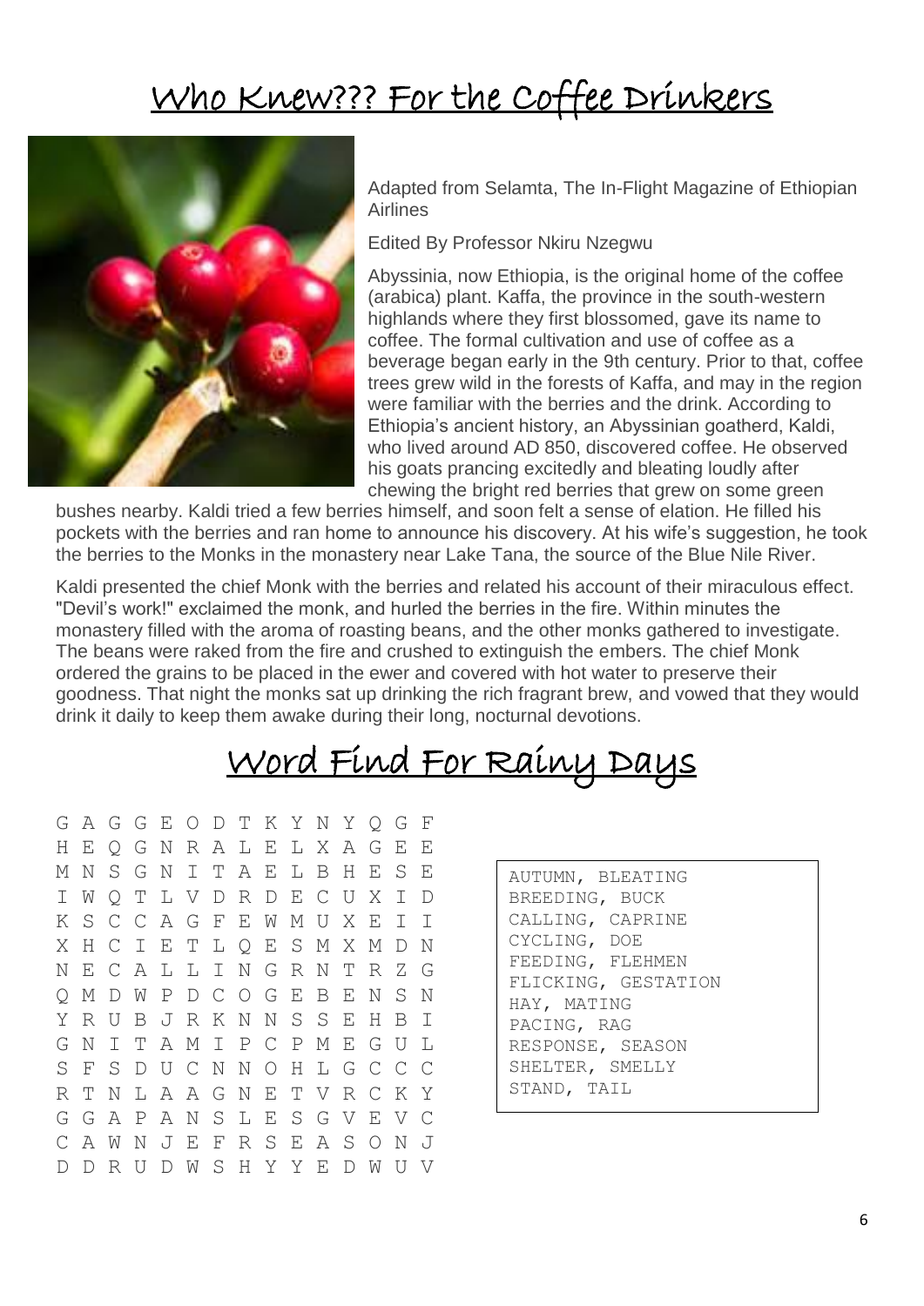# Who Knew??? For the Coffee Drinkers

Adapted from Selamta, The In-Flight Magazine of Ethiopian Airlines

Edited By Professor Nkiru Nzegwu

Abyssinia, now Ethiopia, is the original home of the coffee (arabica) plant. Kaffa, the province in the south-western highlands where they first blossomed, gave its name to coffee. The formal cultivation and use of coffee as a beverage began early in the 9th century. Prior to that, coffee trees grew wild in the forests of Kaffa, and may in the region were familiar with the berries and the drink. According to Ethiopia's ancient history, an Abyssinian goatherd, Kaldi, who lived around AD 850, discovered coffee. He observed his goats prancing excitedly and bleating loudly after chewing the bright red berries that grew on some green bushes nearby. Kaldi tried a few berries himself, and soon felt a sense of elation. He filled his pockets with the berries and ran home to announce his discovery. At his wife's suggestion, he took the berries to the Monks in the monastery near Lake Tana, the source of the Blue Nile River.

Kaldi presented the chief Monk with the berries and related his account of their miraculous effect. "Devil's work!" exclaimed the monk, and hurled the berries in the fire. Within minutes the monastery filled with the aroma of roasting beans, and the other monks gathered to investigate. The beans were raked from the fire and crushed to extinguish the embers. The chief Monk ordered the grains to be placed in the ewer and covered with hot water to preserve their goodness. That night the monks sat up drinking the rich fragrant brew, and vowed that they would drink it daily to keep them awake during their long, nocturnal devotions.

# Word Find For Rainy Days

```
G A G G E O D T K Y N Y Q G F
H E Q G N R A L E L X A G E E
M N S G N I T A E L B H E S E
I W Q T L V D R D E C U X I D
K S C C A G F E W M U X E I I
X H C I E T L Q E S M X M D N
N E C A L L I N G R N T R Z G
Q M D W P D C O G E B E N S N
Y R U B J R K N N S S E H B I
G N I T A M I P C P M E G U L
S F S D U C N N O H L G C C C
R T N L A A G N E T V R C K Y
G G A P A N S L E S G V E V C
C A W N J E F R S E A S O N J
D D R U D W S H Y Y E D W U V
```

```
AUTUMN, BLEATING
BREEDING, BUCK
CALLING, CAPRINE
CYCLING, DOE
FEEDING, FLEHMEN
FLICKING, GESTATION
HAY, MATING
PACING, RAG
RESPONSE, SEASON
SHELTER, SMELLY
STAND, TAIL
```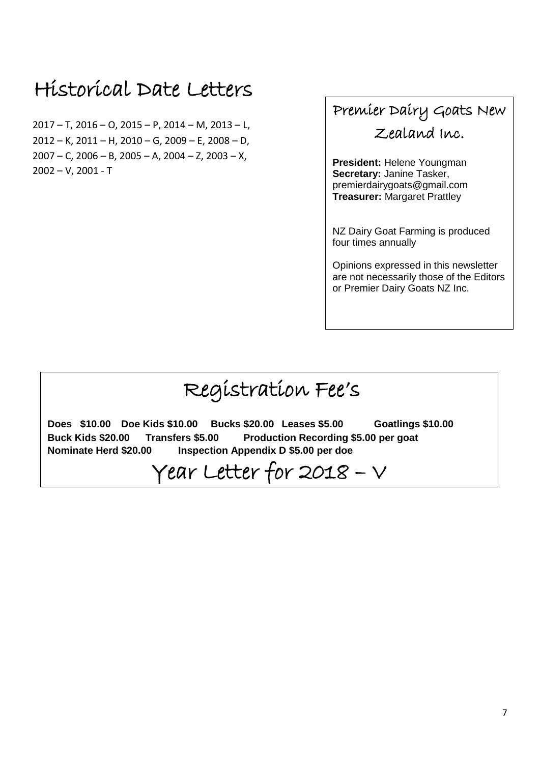# Historical Date Letters

2017 – T, 2016 – O, 2015 – P, 2014 – M, 2013 – L, 2012 – K, 2011 – H, 2010 – G, 2009 – E, 2008 – D, 2007 – C, 2006 – B, 2005 – A, 2004 – Z, 2003 – X, 2002 – V, 2001 - T

## Premier Dairy Goats New Zealand Inc.

**President:** Helene Youngman
**Secretary:** Janine Tasker, premierdairygoats@gmail.com
**Treasurer:** Margaret Prattley

NZ Dairy Goat Farming is produced four times annually

Opinions expressed in this newsletter are not necessarily those of the Editors or Premier Dairy Goats NZ Inc.

## Registration Fee's

**Does $10.00 Doe Kids $10.00 Bucks $20.00 Leases $5.00 Goatlings $10.00**
**Buck Kids $20.00 Transfers $5.00 Production Recording $5.00 per goat**
**Nominate Herd $20.00 Inspection Appendix D $5.00 per doe**

## Year Letter for 2018 – V